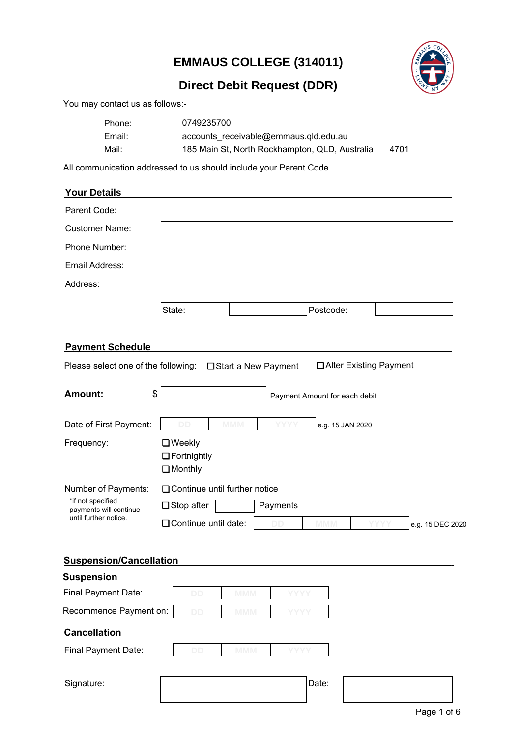# EMMAUS COLLEGE (314011)

## Direct Debit Request (DDR)

You may contact us as follows:-

| | |
|---|---|
| Phone: | 0749235700 |
| Email: | accounts_receivable@emmaus.qld.edu.au |
| Mail: | 185 Main St, North Rockhampton, QLD, Australia 4701 |

All communication addressed to us should include your Parent Code.

### Your Details

Parent Code:

Customer Name:

Phone Number:

Email Address:

Address:

State: Postcode:

### Payment Schedule

Please select one of the following: ☐ Start a New Payment ☐ Alter Existing Payment

**Amount:** $ Payment Amount for each debit

Date of First Payment: DD MMM YYYY e.g. 15 JAN 2020

Frequency:
- ☐ Weekly
- ☐ Fortnightly
- ☐ Monthly

Number of Payments:
*if not specified payments will continue until further notice.

- ☐ Continue until further notice
- ☐ Stop after ____ Payments
- ☐ Continue until date: DD MMM YYYY e.g. 15 DEC 2020

### Suspension/Cancellation

#### Suspension

Final Payment Date: DD MMM YYYY

Recommence Payment on: DD MMM YYYY

#### Cancellation

Final Payment Date: DD MMM YYYY

Signature: Date: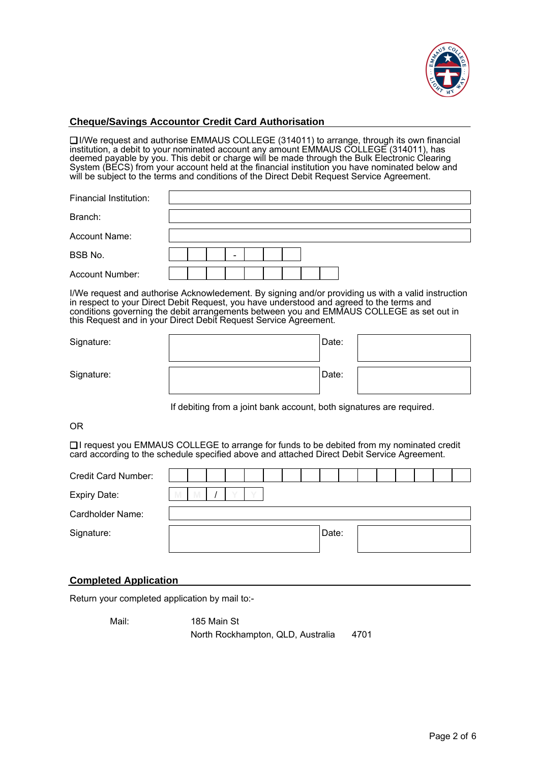## Cheque/Savings Accountor Credit Card Authorisation

❑ I/We request and authorise EMMAUS COLLEGE (314011) to arrange, through its own financial institution, a debit to your nominated account any amount EMMAUS COLLEGE (314011), has deemed payable by you. This debit or charge will be made through the Bulk Electronic Clearing System (BECS) from your account held at the financial institution you have nominated below and will be subject to the terms and conditions of the Direct Debit Request Service Agreement.

| | |
|---|---|
| Financial Institution: | |
| Branch: | |
| Account Name: | |
| BSB No. | - |
| Account Number: | |

I/We request and authorise Acknowledement. By signing and/or providing us with a valid instruction in respect to your Direct Debit Request, you have understood and agreed to the terms and conditions governing the debit arrangements between you and EMMAUS COLLEGE as set out in this Request and in your Direct Debit Request Service Agreement.

| | | | |
|---|---|---|---|
| Signature: | | Date: | |
| Signature: | | Date: | |

If debiting from a joint bank account, both signatures are required.

OR

❑ I request you EMMAUS COLLEGE to arrange for funds to be debited from my nominated credit card according to the schedule specified above and attached Direct Debit Service Agreement.

| | | | |
|---|---|---|---|
| Credit Card Number: | | | |
| Expiry Date: | M M / Y Y | | |
| Cardholder Name: | | | |
| Signature: | | Date: | |

## Completed Application

Return your completed application by mail to:-

Mail: 185 Main St
North Rockhampton, QLD, Australia 4701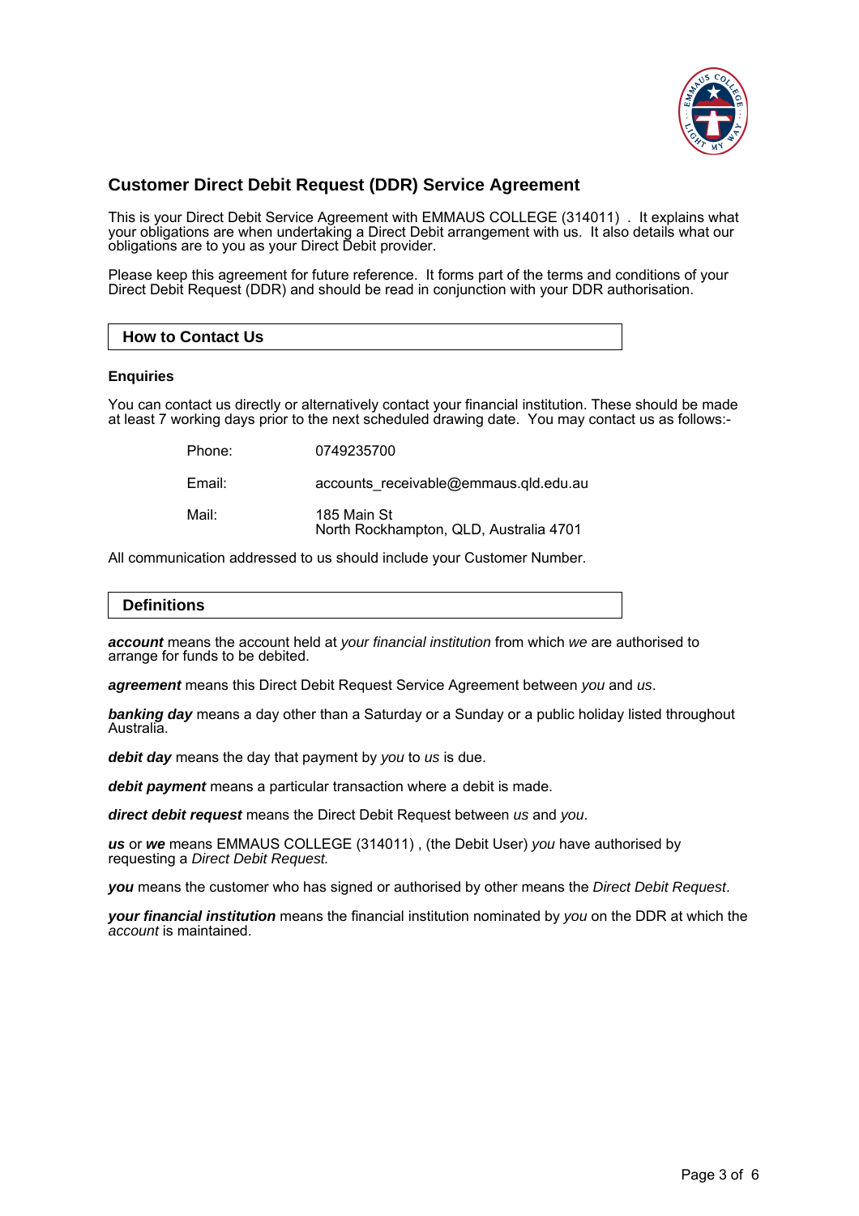## Customer Direct Debit Request (DDR) Service Agreement

This is your Direct Debit Service Agreement with EMMAUS COLLEGE (314011) . It explains what your obligations are when undertaking a Direct Debit arrangement with us. It also details what our obligations are to you as your Direct Debit provider.

Please keep this agreement for future reference. It forms part of the terms and conditions of your Direct Debit Request (DDR) and should be read in conjunction with your DDR authorisation.

### How to Contact Us

**Enquiries**

You can contact us directly or alternatively contact your financial institution. These should be made at least 7 working days prior to the next scheduled drawing date. You may contact us as follows:-

| | |
|---|---|
| Phone: | 0749235700 |
| Email: | accounts_receivable@emmaus.qld.edu.au |
| Mail: | 185 Main St<br>North Rockhampton, QLD, Australia 4701 |

All communication addressed to us should include your Customer Number.

### Definitions

***account*** means the account held at *your financial institution* from which *we* are authorised to arrange for funds to be debited.

***agreement*** means this Direct Debit Request Service Agreement between *you* and *us*.

***banking day*** means a day other than a Saturday or a Sunday or a public holiday listed throughout Australia.

***debit day*** means the day that payment by *you* to *us* is due.

***debit payment*** means a particular transaction where a debit is made.

***direct debit request*** means the Direct Debit Request between *us* and *you*.

***us*** or ***we*** means EMMAUS COLLEGE (314011) , (the Debit User) *you* have authorised by requesting a *Direct Debit Request.*

***you*** means the customer who has signed or authorised by other means the *Direct Debit Request*.

***your financial institution*** means the financial institution nominated by *you* on the DDR at which the *account* is maintained.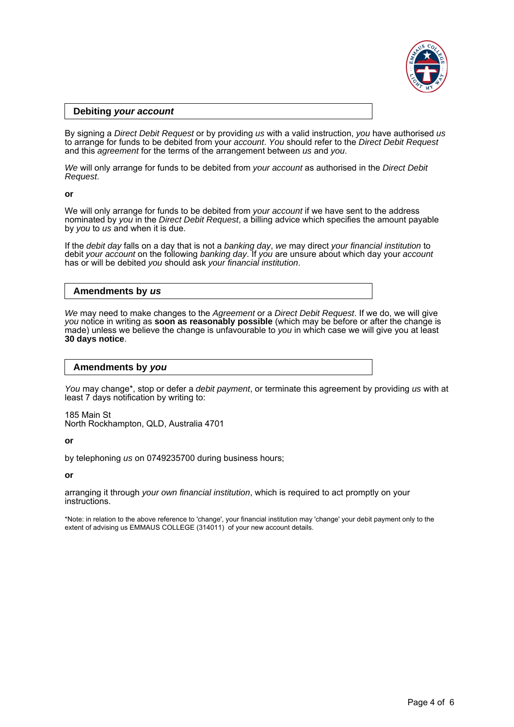## Debiting *your account*

By signing a *Direct Debit Request* or by providing *us* with a valid instruction, *you* have authorised *us* to arrange for funds to be debited from your *account*. *You* should refer to the *Direct Debit Request* and this *agreement* for the terms of the arrangement between *us* and *you*.

*We* will only arrange for funds to be debited from *your account* as authorised in the *Direct Debit Request*.

**or**

We will only arrange for funds to be debited from *your account* if we have sent to the address nominated by *you* in the *Direct Debit Request*, a billing advice which specifies the amount payable by *you* to *us* and when it is due.

If the *debit day* falls on a day that is not a *banking day*, *we* may direct *your financial institution* to debit *your account* on the following *banking day*. If *you* are unsure about which day your *account* has or will be debited *you* should ask *your financial institution*.

## Amendments by *us*

*We* may need to make changes to the *Agreement* or a *Direct Debit Request*. If we do, we will give *you* notice in writing as **soon as reasonably possible** (which may be before or after the change is made) unless we believe the change is unfavourable to *you* in which case we will give you at least **30 days notice**.

## Amendments by *you*

*You* may change*, stop or defer a *debit payment*, or terminate this agreement by providing *us* with at least 7 days notification by writing to:

185 Main St
North Rockhampton, QLD, Australia 4701

**or**

by telephoning *us* on 0749235700 during business hours;

**or**

arranging it through *your own financial institution*, which is required to act promptly on your instructions.

*Note: in relation to the above reference to 'change', your financial institution may 'change' your debit payment only to the extent of advising us EMMAUS COLLEGE (314011) of your new account details.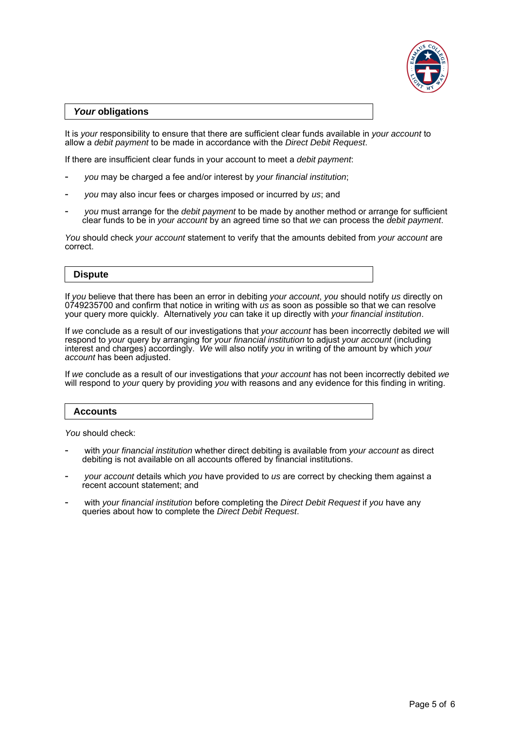## *Your* obligations

It is *your* responsibility to ensure that there are sufficient clear funds available in *your account* to allow a *debit payment* to be made in accordance with the *Direct Debit Request*.

If there are insufficient clear funds in your account to meet a *debit payment*:

- *you* may be charged a fee and/or interest by *your financial institution*;
- *you* may also incur fees or charges imposed or incurred by *us*; and
- *you* must arrange for the *debit payment* to be made by another method or arrange for sufficient clear funds to be in *your account* by an agreed time so that *we* can process the *debit payment*.

*You* should check *your account* statement to verify that the amounts debited from *your account* are correct.

## Dispute

If *you* believe that there has been an error in debiting *your account*, *you* should notify *us* directly on 0749235700 and confirm that notice in writing with *us* as soon as possible so that we can resolve your query more quickly. Alternatively *you* can take it up directly with *your financial institution*.

If *we* conclude as a result of our investigations that *your account* has been incorrectly debited *we* will respond to *your* query by arranging for *your financial institution* to adjust *your account* (including interest and charges) accordingly. *We* will also notify *you* in writing of the amount by which *your account* has been adjusted.

If *we* conclude as a result of our investigations that *your account* has not been incorrectly debited *we* will respond to *your* query by providing *you* with reasons and any evidence for this finding in writing.

## Accounts

*You* should check:

- with *your financial institution* whether direct debiting is available from *your account* as direct debiting is not available on all accounts offered by financial institutions.
- *your account* details which *you* have provided to *us* are correct by checking them against a recent account statement; and
- with *your financial institution* before completing the *Direct Debit Request* if *you* have any queries about how to complete the *Direct Debit Request*.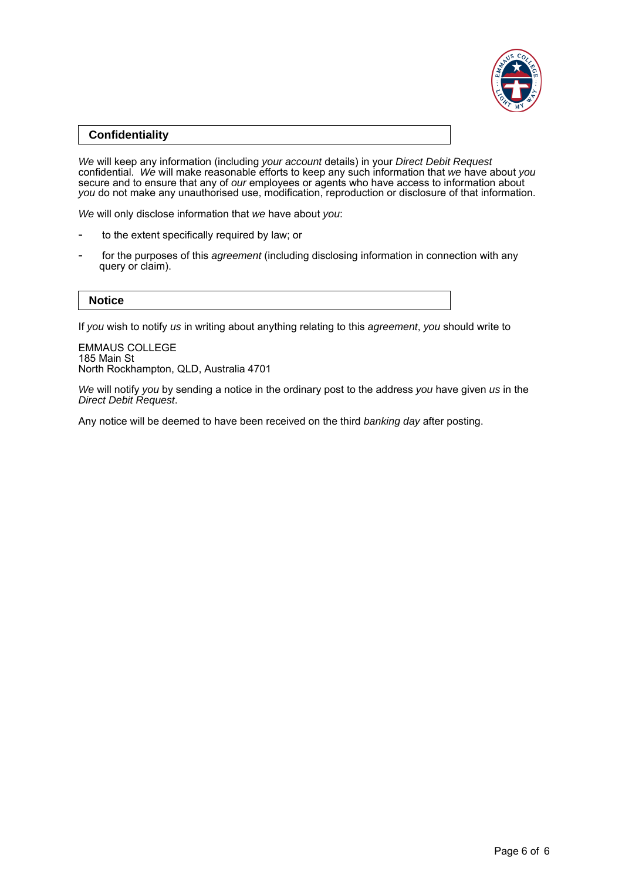## Confidentiality

*We* will keep any information (including *your account* details) in your *Direct Debit Request* confidential. *We* will make reasonable efforts to keep any such information that *we* have about *you* secure and to ensure that any of *our* employees or agents who have access to information about *you* do not make any unauthorised use, modification, reproduction or disclosure of that information.

*We* will only disclose information that *we* have about *you*:

- to the extent specifically required by law; or
- for the purposes of this *agreement* (including disclosing information in connection with any query or claim).

## Notice

If *you* wish to notify *us* in writing about anything relating to this *agreement*, *you* should write to

EMMAUS COLLEGE
185 Main St
North Rockhampton, QLD, Australia 4701

*We* will notify *you* by sending a notice in the ordinary post to the address *you* have given *us* in the *Direct Debit Request*.

Any notice will be deemed to have been received on the third *banking day* after posting.